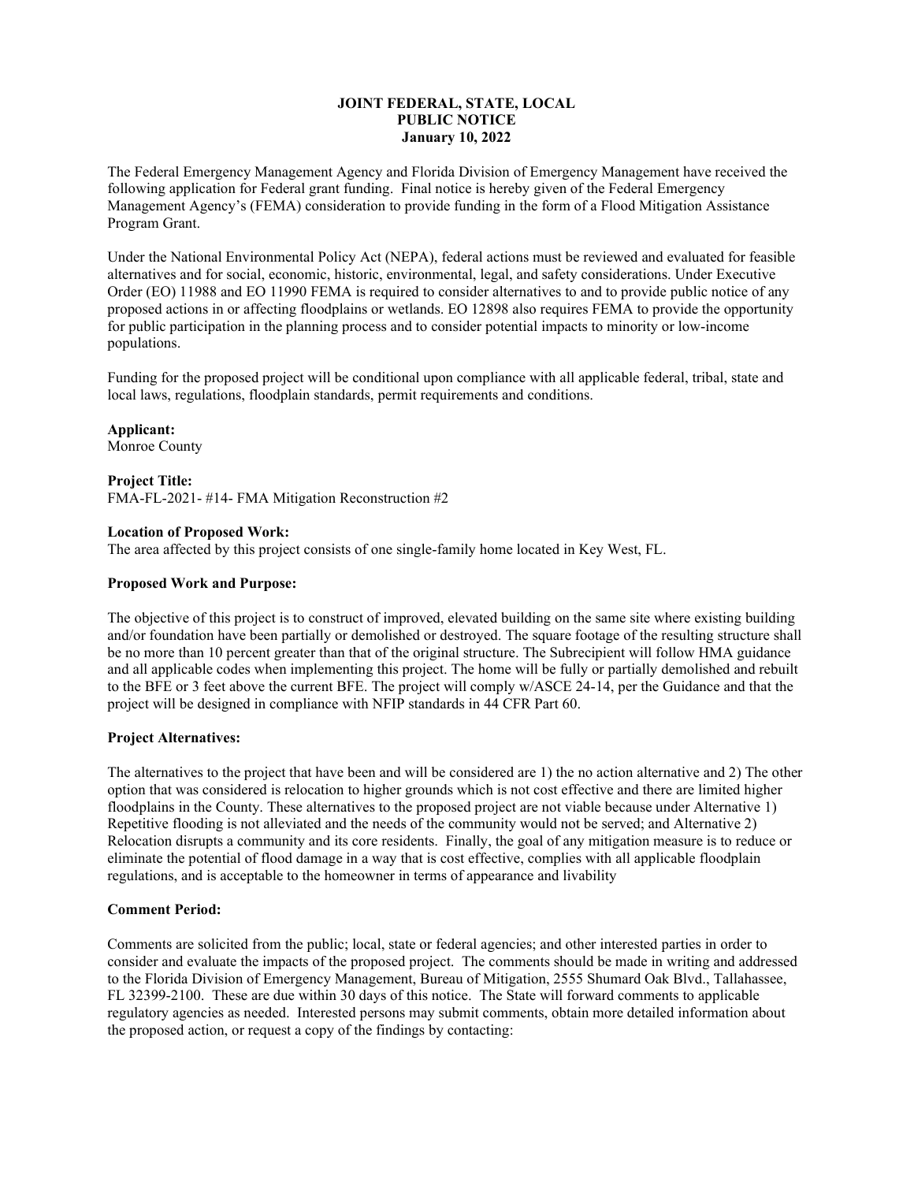# JOINT FEDERAL, STATE, LOCAL PUBLIC NOTICE

**January 10, 2022**

The Federal Emergency Management Agency and Florida Division of Emergency Management have received the following application for Federal grant funding. Final notice is hereby given of the Federal Emergency Management Agency's (FEMA) consideration to provide funding in the form of a Flood Mitigation Assistance Program Grant.

Under the National Environmental Policy Act (NEPA), federal actions must be reviewed and evaluated for feasible alternatives and for social, economic, historic, environmental, legal, and safety considerations. Under Executive Order (EO) 11988 and EO 11990 FEMA is required to consider alternatives to and to provide public notice of any proposed actions in or affecting floodplains or wetlands. EO 12898 also requires FEMA to provide the opportunity for public participation in the planning process and to consider potential impacts to minority or low-income populations.

Funding for the proposed project will be conditional upon compliance with all applicable federal, tribal, state and local laws, regulations, floodplain standards, permit requirements and conditions.

**Applicant:**
Monroe County

**Project Title:**
FMA-FL-2021- #14- FMA Mitigation Reconstruction #2

**Location of Proposed Work:**
The area affected by this project consists of one single-family home located in Key West, FL.

**Proposed Work and Purpose:**

The objective of this project is to construct of improved, elevated building on the same site where existing building and/or foundation have been partially or demolished or destroyed. The square footage of the resulting structure shall be no more than 10 percent greater than that of the original structure. The Subrecipient will follow HMA guidance and all applicable codes when implementing this project. The home will be fully or partially demolished and rebuilt to the BFE or 3 feet above the current BFE. The project will comply w/ASCE 24-14, per the Guidance and that the project will be designed in compliance with NFIP standards in 44 CFR Part 60.

**Project Alternatives:**

The alternatives to the project that have been and will be considered are 1) the no action alternative and 2) The other option that was considered is relocation to higher grounds which is not cost effective and there are limited higher floodplains in the County. These alternatives to the proposed project are not viable because under Alternative 1) Repetitive flooding is not alleviated and the needs of the community would not be served; and Alternative 2) Relocation disrupts a community and its core residents. Finally, the goal of any mitigation measure is to reduce or eliminate the potential of flood damage in a way that is cost effective, complies with all applicable floodplain regulations, and is acceptable to the homeowner in terms of appearance and livability

**Comment Period:**

Comments are solicited from the public; local, state or federal agencies; and other interested parties in order to consider and evaluate the impacts of the proposed project. The comments should be made in writing and addressed to the Florida Division of Emergency Management, Bureau of Mitigation, 2555 Shumard Oak Blvd., Tallahassee, FL 32399-2100. These are due within 30 days of this notice. The State will forward comments to applicable regulatory agencies as needed. Interested persons may submit comments, obtain more detailed information about the proposed action, or request a copy of the findings by contacting: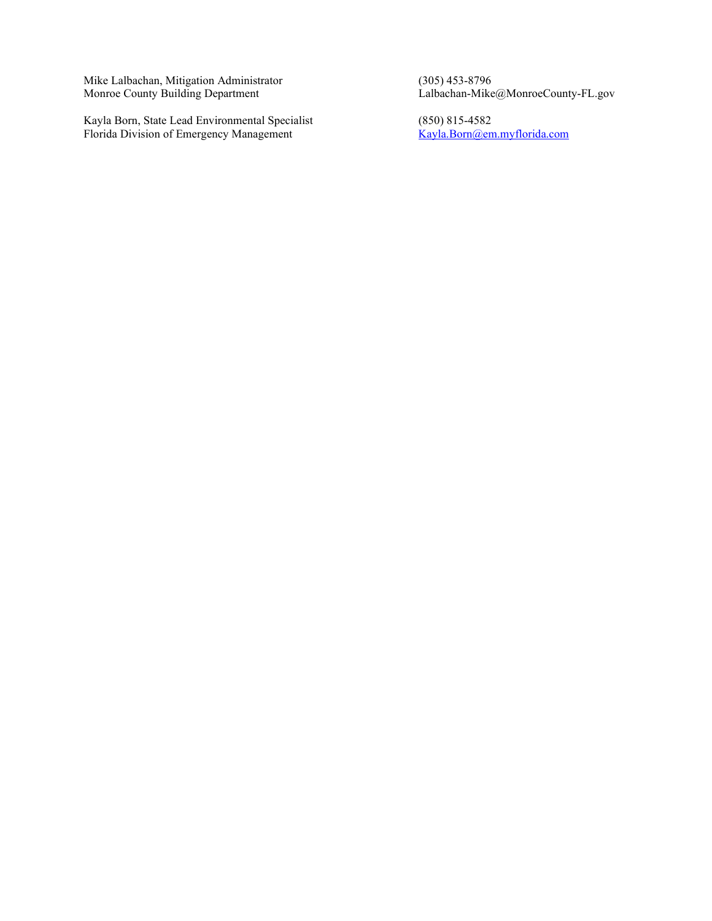Mike Lalbachan, Mitigation Administrator
Monroe County Building Department

(305) 453-8796
Lalbachan-Mike@MonroeCounty-FL.gov

Kayla Born, State Lead Environmental Specialist
Florida Division of Emergency Management

(850) 815-4582
Kayla.Born@em.myflorida.com